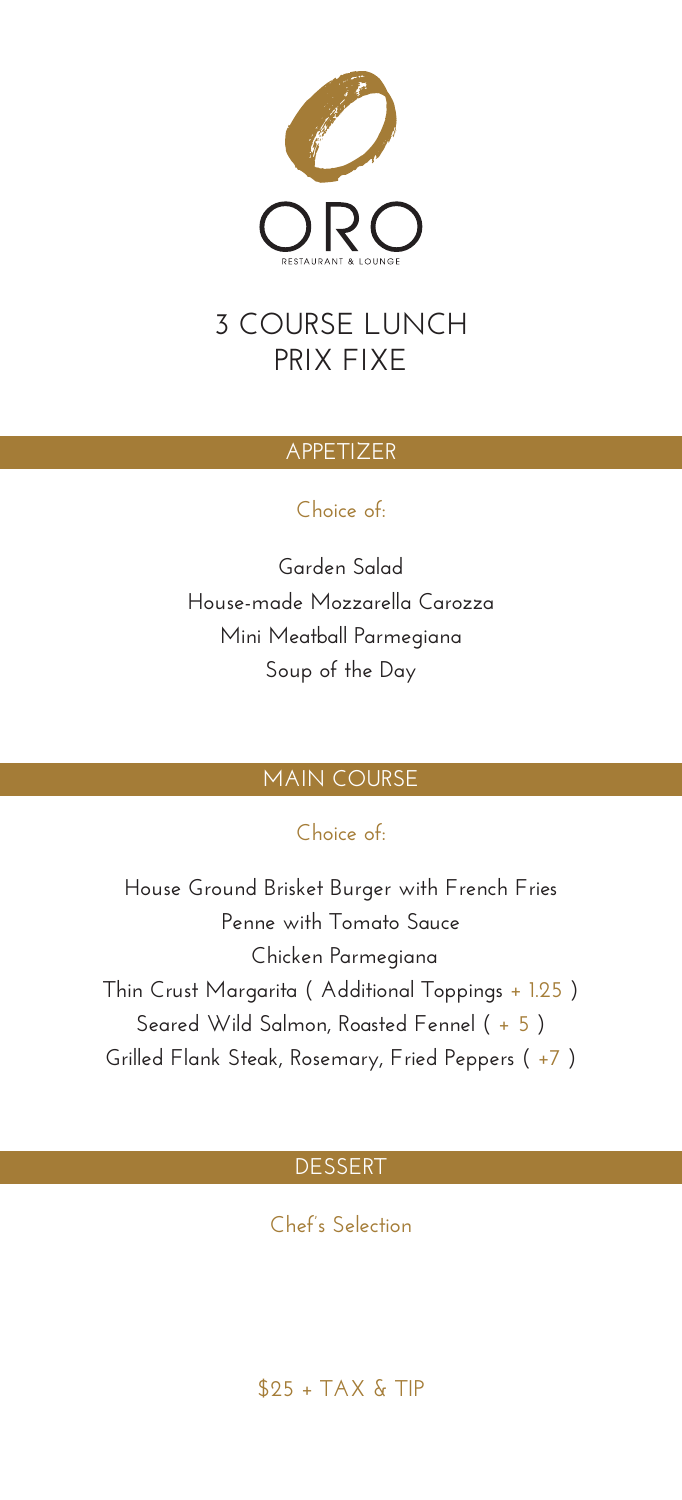# ORO

RESTAURANT & LOUNGE

## 3 COURSE LUNCH PRIX FIXE

### APPETIZER

Choice of:

Garden Salad

House-made Mozzarella Carozza

Mini Meatball Parmegiana

Soup of the Day

### MAIN COURSE

Choice of:

House Ground Brisket Burger with French Fries

Penne with Tomato Sauce

Chicken Parmegiana

Thin Crust Margarita ( Additional Toppings + 1.25 )

Seared Wild Salmon, Roasted Fennel ( + 5 )

Grilled Flank Steak, Rosemary, Fried Peppers ( +7 )

### DESSERT

Chef's Selection

$25 + TAX & TIP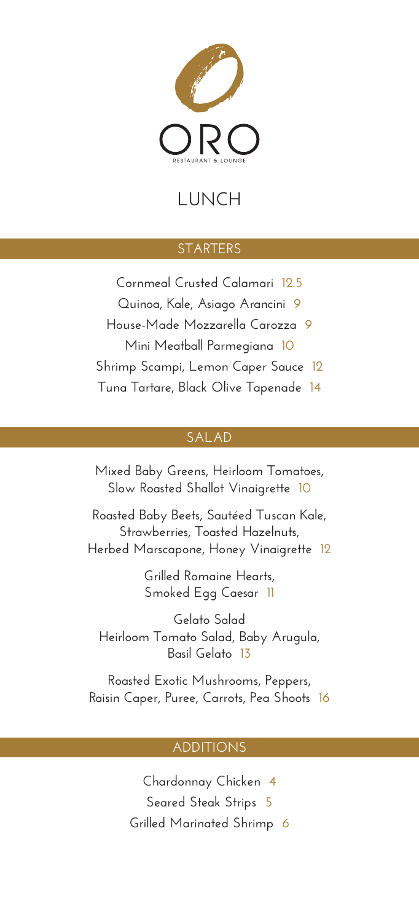# ORO

RESTAURANT & LOUNGE

## LUNCH

### STARTERS

Cornmeal Crusted Calamari 12.5

Quinoa, Kale, Asiago Arancini 9

House-Made Mozzarella Carozza 9

Mini Meatball Parmegiana 10

Shrimp Scampi, Lemon Caper Sauce 12

Tuna Tartare, Black Olive Tapenade 14

### SALAD

Mixed Baby Greens, Heirloom Tomatoes,
Slow Roasted Shallot Vinaigrette 10

Roasted Baby Beets, Sautéed Tuscan Kale,
Strawberries, Toasted Hazelnuts,
Herbed Marscapone, Honey Vinaigrette 12

Grilled Romaine Hearts,
Smoked Egg Caesar 11

Gelato Salad
Heirloom Tomato Salad, Baby Arugula,
Basil Gelato 13

Roasted Exotic Mushrooms, Peppers,
Raisin Caper, Puree, Carrots, Pea Shoots 16

### ADDITIONS

Chardonnay Chicken 4

Seared Steak Strips 5

Grilled Marinated Shrimp 6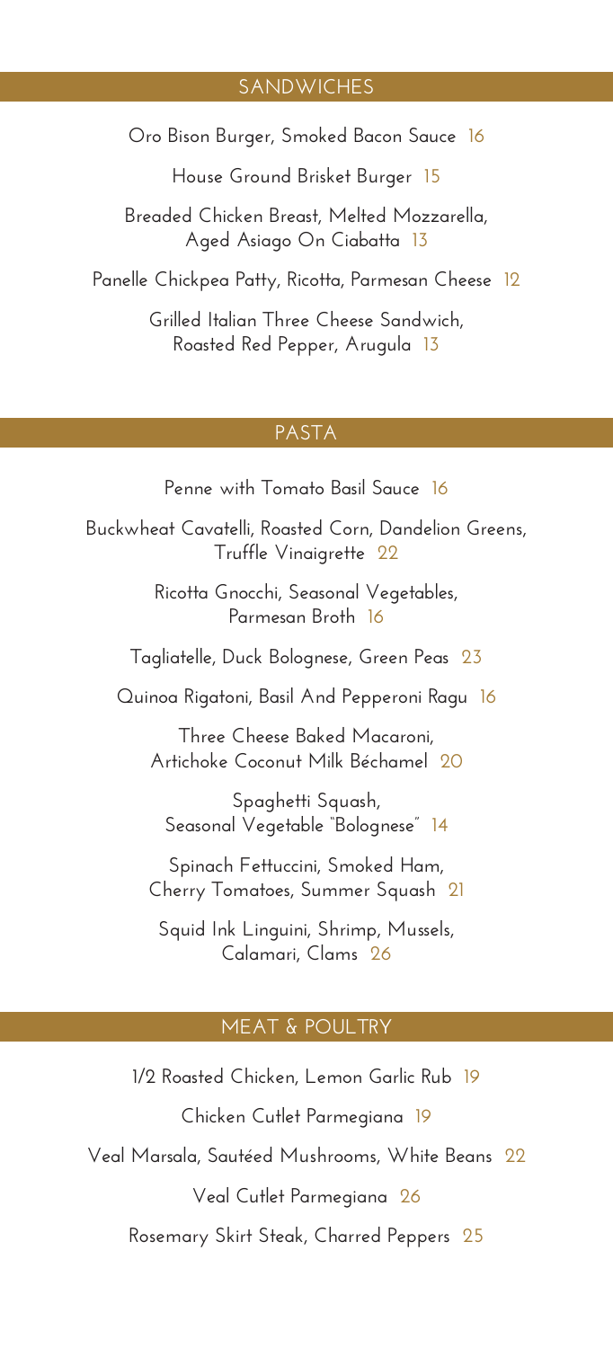## SANDWICHES

Oro Bison Burger, Smoked Bacon Sauce 16

House Ground Brisket Burger 15

Breaded Chicken Breast, Melted Mozzarella, Aged Asiago On Ciabatta 13

Panelle Chickpea Patty, Ricotta, Parmesan Cheese 12

Grilled Italian Three Cheese Sandwich, Roasted Red Pepper, Arugula 13

## PASTA

Penne with Tomato Basil Sauce 16

Buckwheat Cavatelli, Roasted Corn, Dandelion Greens, Truffle Vinaigrette 22

Ricotta Gnocchi, Seasonal Vegetables, Parmesan Broth 16

Tagliatelle, Duck Bolognese, Green Peas 23

Quinoa Rigatoni, Basil And Pepperoni Ragu 16

Three Cheese Baked Macaroni, Artichoke Coconut Milk Béchamel 20

Spaghetti Squash, Seasonal Vegetable "Bolognese" 14

Spinach Fettuccini, Smoked Ham, Cherry Tomatoes, Summer Squash 21

Squid Ink Linguini, Shrimp, Mussels, Calamari, Clams 26

## MEAT & POULTRY

1/2 Roasted Chicken, Lemon Garlic Rub 19

Chicken Cutlet Parmegiana 19

Veal Marsala, Sautéed Mushrooms, White Beans 22

Veal Cutlet Parmegiana 26

Rosemary Skirt Steak, Charred Peppers 25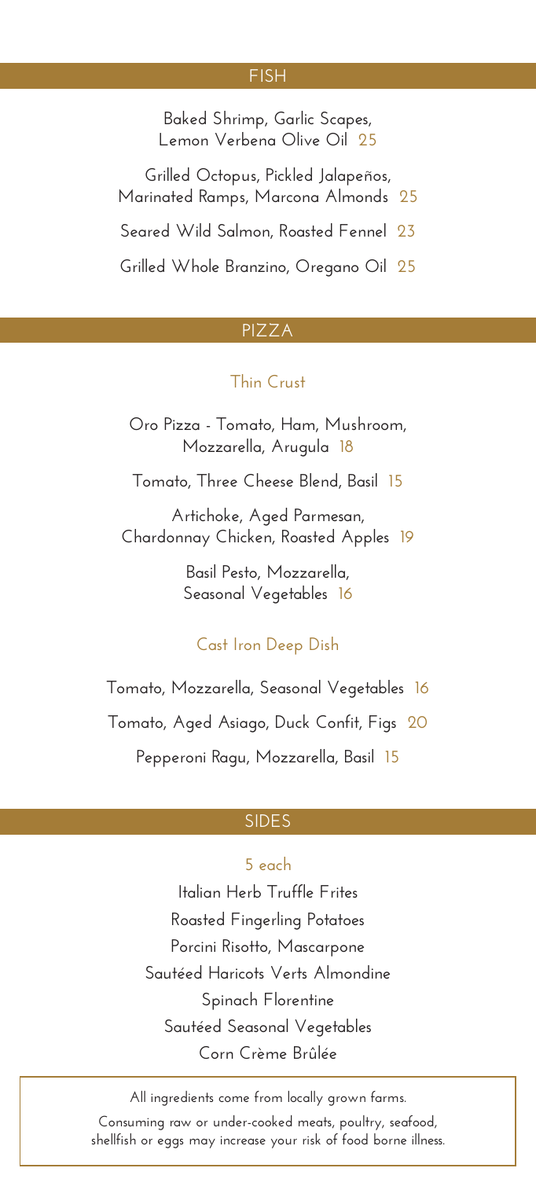## FISH

Baked Shrimp, Garlic Scapes, Lemon Verbena Olive Oil 25

Grilled Octopus, Pickled Jalapeños, Marinated Ramps, Marcona Almonds 25

Seared Wild Salmon, Roasted Fennel 23

Grilled Whole Branzino, Oregano Oil 25

## PIZZA

### Thin Crust

Oro Pizza - Tomato, Ham, Mushroom, Mozzarella, Arugula 18

Tomato, Three Cheese Blend, Basil 15

Artichoke, Aged Parmesan, Chardonnay Chicken, Roasted Apples 19

Basil Pesto, Mozzarella, Seasonal Vegetables 16

### Cast Iron Deep Dish

Tomato, Mozzarella, Seasonal Vegetables 16

Tomato, Aged Asiago, Duck Confit, Figs 20

Pepperoni Ragu, Mozzarella, Basil 15

## SIDES

5 each

Italian Herb Truffle Frites

Roasted Fingerling Potatoes

Porcini Risotto, Mascarpone

Sautéed Haricots Verts Almondine

Spinach Florentine

Sautéed Seasonal Vegetables

Corn Crème Brûlée

All ingredients come from locally grown farms.

Consuming raw or under-cooked meats, poultry, seafood, shellfish or eggs may increase your risk of food borne illness.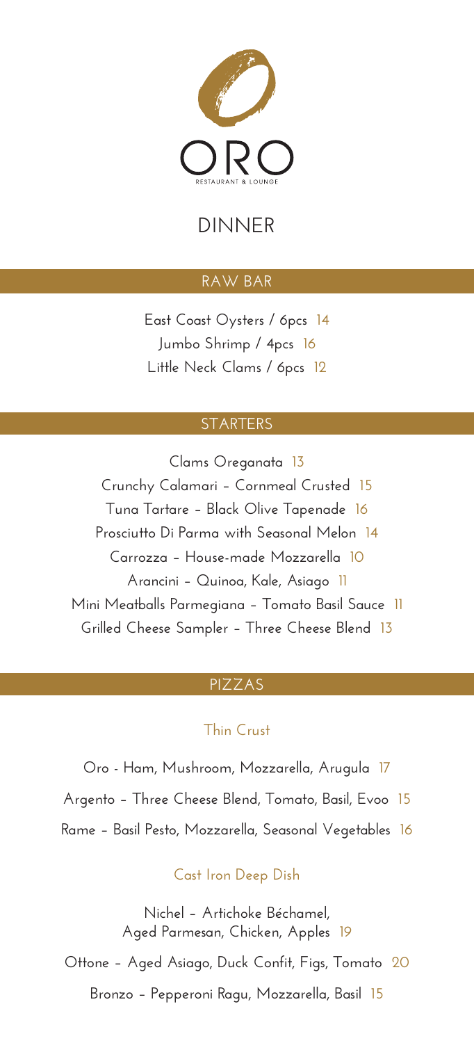# ORO

RESTAURANT & LOUNGE

## DINNER

### RAW BAR

East Coast Oysters / 6pcs 14

Jumbo Shrimp / 4pcs 16

Little Neck Clams / 6pcs 12

### STARTERS

Clams Oreganata 13

Crunchy Calamari – Cornmeal Crusted 15

Tuna Tartare – Black Olive Tapenade 16

Prosciutto Di Parma with Seasonal Melon 14

Carrozza – House-made Mozzarella 10

Arancini – Quinoa, Kale, Asiago 11

Mini Meatballs Parmegiana – Tomato Basil Sauce 11

Grilled Cheese Sampler – Three Cheese Blend 13

### PIZZAS

#### Thin Crust

Oro - Ham, Mushroom, Mozzarella, Arugula 17

Argento – Three Cheese Blend, Tomato, Basil, Evoo 15

Rame – Basil Pesto, Mozzarella, Seasonal Vegetables 16

#### Cast Iron Deep Dish

Nichel – Artichoke Béchamel, Aged Parmesan, Chicken, Apples 19

Ottone – Aged Asiago, Duck Confit, Figs, Tomato 20

Bronzo – Pepperoni Ragu, Mozzarella, Basil 15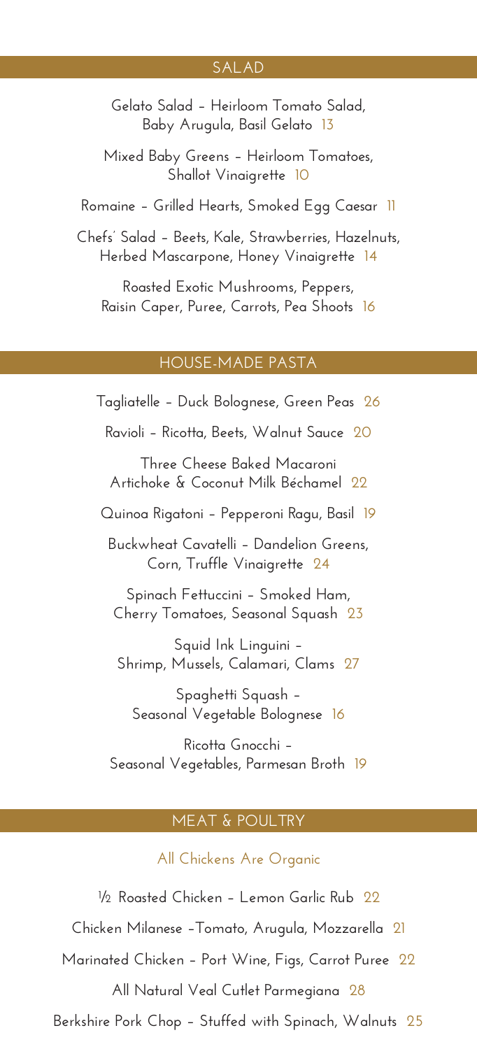## SALAD

Gelato Salad – Heirloom Tomato Salad, Baby Arugula, Basil Gelato 13

Mixed Baby Greens – Heirloom Tomatoes, Shallot Vinaigrette 10

Romaine – Grilled Hearts, Smoked Egg Caesar 11

Chefs' Salad – Beets, Kale, Strawberries, Hazelnuts, Herbed Mascarpone, Honey Vinaigrette 14

Roasted Exotic Mushrooms, Peppers, Raisin Caper, Puree, Carrots, Pea Shoots 16

## HOUSE-MADE PASTA

Tagliatelle – Duck Bolognese, Green Peas 26

Ravioli – Ricotta, Beets, Walnut Sauce 20

Three Cheese Baked Macaroni Artichoke & Coconut Milk Béchamel 22

Quinoa Rigatoni – Pepperoni Ragu, Basil 19

Buckwheat Cavatelli – Dandelion Greens, Corn, Truffle Vinaigrette 24

Spinach Fettuccini – Smoked Ham, Cherry Tomatoes, Seasonal Squash 23

Squid Ink Linguini – Shrimp, Mussels, Calamari, Clams 27

Spaghetti Squash – Seasonal Vegetable Bolognese 16

Ricotta Gnocchi – Seasonal Vegetables, Parmesan Broth 19

## MEAT & POULTRY

All Chickens Are Organic

½ Roasted Chicken – Lemon Garlic Rub 22

Chicken Milanese –Tomato, Arugula, Mozzarella 21

Marinated Chicken – Port Wine, Figs, Carrot Puree 22

All Natural Veal Cutlet Parmegiana 28

Berkshire Pork Chop – Stuffed with Spinach, Walnuts 25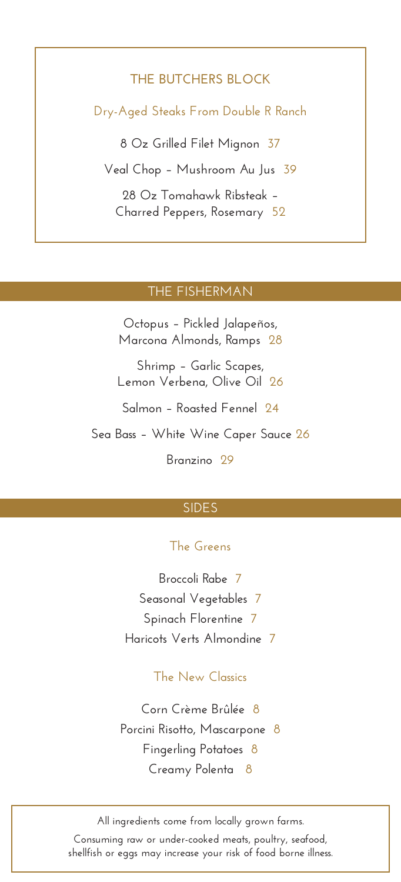## THE BUTCHERS BLOCK

### Dry-Aged Steaks From Double R Ranch

8 Oz Grilled Filet Mignon 37

Veal Chop – Mushroom Au Jus 39

28 Oz Tomahawk Ribsteak – Charred Peppers, Rosemary 52

## THE FISHERMAN

Octopus – Pickled Jalapeños, Marcona Almonds, Ramps 28

Shrimp – Garlic Scapes, Lemon Verbena, Olive Oil 26

Salmon – Roasted Fennel 24

Sea Bass – White Wine Caper Sauce 26

Branzino 29

## SIDES

### The Greens

Broccoli Rabe 7

Seasonal Vegetables 7

Spinach Florentine 7

Haricots Verts Almondine 7

### The New Classics

Corn Crème Brûlée 8

Porcini Risotto, Mascarpone 8

Fingerling Potatoes 8

Creamy Polenta 8

All ingredients come from locally grown farms.

Consuming raw or under-cooked meats, poultry, seafood, shellfish or eggs may increase your risk of food borne illness.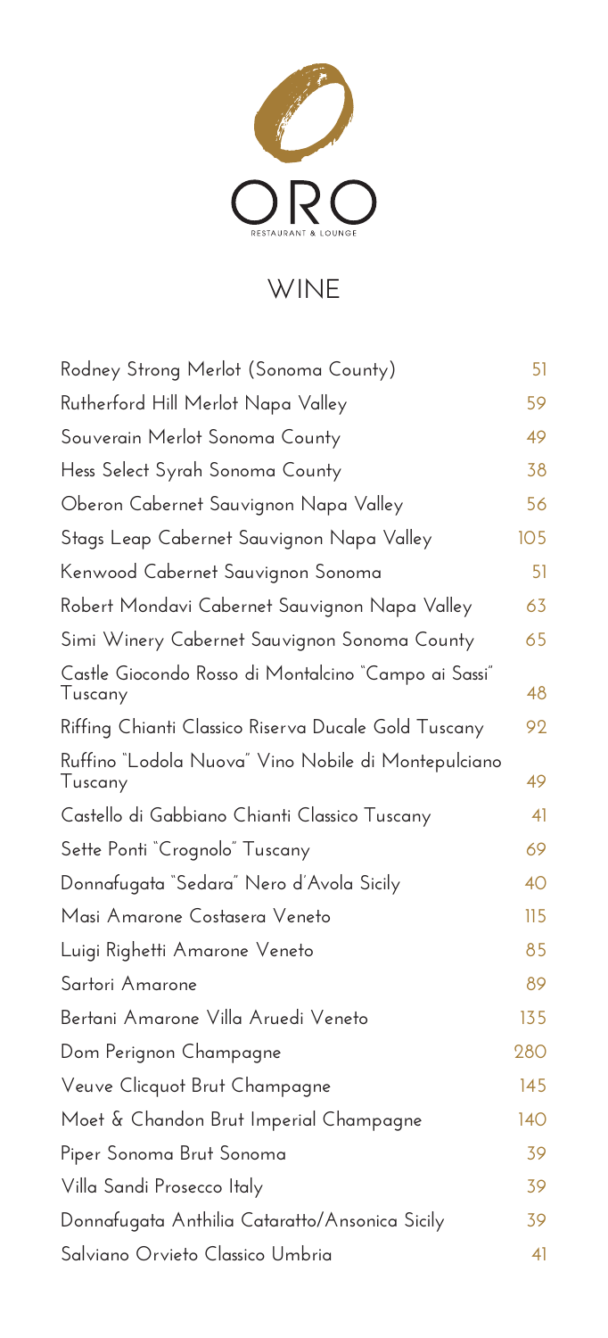# ORO

RESTAURANT & LOUNGE

## WINE

| Wine | Price |
|---|---|
| Rodney Strong Merlot (Sonoma County) | 51 |
| Rutherford Hill Merlot Napa Valley | 59 |
| Souverain Merlot Sonoma County | 49 |
| Hess Select Syrah Sonoma County | 38 |
| Oberon Cabernet Sauvignon Napa Valley | 56 |
| Stags Leap Cabernet Sauvignon Napa Valley | 105 |
| Kenwood Cabernet Sauvignon Sonoma | 51 |
| Robert Mondavi Cabernet Sauvignon Napa Valley | 63 |
| Simi Winery Cabernet Sauvignon Sonoma County | 65 |
| Castle Giocondo Rosso di Montalcino "Campo ai Sassi" Tuscany | 48 |
| Riffing Chianti Classico Riserva Ducale Gold Tuscany | 92 |
| Ruffino "Lodola Nuova" Vino Nobile di Montepulciano Tuscany | 49 |
| Castello di Gabbiano Chianti Classico Tuscany | 41 |
| Sette Ponti "Crognolo" Tuscany | 69 |
| Donnafugata "Sedara" Nero d'Avola Sicily | 40 |
| Masi Amarone Costasera Veneto | 115 |
| Luigi Righetti Amarone Veneto | 85 |
| Sartori Amarone | 89 |
| Bertani Amarone Villa Aruedi Veneto | 135 |
| Dom Perignon Champagne | 280 |
| Veuve Clicquot Brut Champagne | 145 |
| Moet & Chandon Brut Imperial Champagne | 140 |
| Piper Sonoma Brut Sonoma | 39 |
| Villa Sandi Prosecco Italy | 39 |
| Donnafugata Anthilia Cataratto/Ansonica Sicily | 39 |
| Salviano Orvieto Classico Umbria | 41 |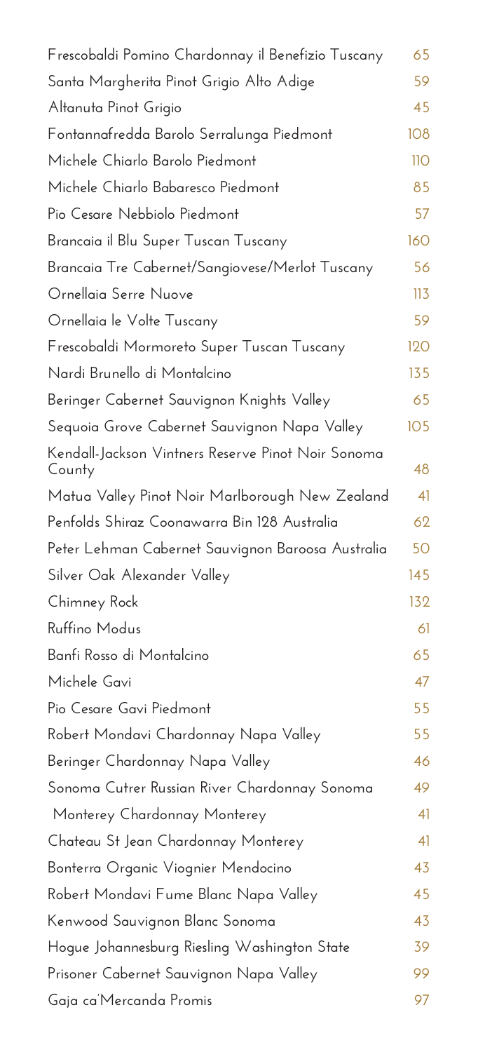| | |
|---|---|
| Frescobaldi Pomino Chardonnay il Benefizio Tuscany | 65 |
| Santa Margherita Pinot Grigio Alto Adige | 59 |
| Altanuta Pinot Grigio | 45 |
| Fontannafredda Barolo Serralunga Piedmont | 108 |
| Michele Chiarlo Barolo Piedmont | 110 |
| Michele Chiarlo Babaresco Piedmont | 85 |
| Pio Cesare Nebbiolo Piedmont | 57 |
| Brancaia il Blu Super Tuscan Tuscany | 160 |
| Brancaia Tre Cabernet/Sangiovese/Merlot Tuscany | 56 |
| Ornellaia Serre Nuove | 113 |
| Ornellaia le Volte Tuscany | 59 |
| Frescobaldi Mormoreto Super Tuscan Tuscany | 120 |
| Nardi Brunello di Montalcino | 135 |
| Beringer Cabernet Sauvignon Knights Valley | 65 |
| Sequoia Grove Cabernet Sauvignon Napa Valley | 105 |
| Kendall-Jackson Vintners Reserve Pinot Noir Sonoma County | 48 |
| Matua Valley Pinot Noir Marlborough New Zealand | 41 |
| Penfolds Shiraz Coonawarra Bin 128 Australia | 62 |
| Peter Lehman Cabernet Sauvignon Baroosa Australia | 50 |
| Silver Oak Alexander Valley | 145 |
| Chimney Rock | 132 |
| Ruffino Modus | 61 |
| Banfi Rosso di Montalcino | 65 |
| Michele Gavi | 47 |
| Pio Cesare Gavi Piedmont | 55 |
| Robert Mondavi Chardonnay Napa Valley | 55 |
| Beringer Chardonnay Napa Valley | 46 |
| Sonoma Cutrer Russian River Chardonnay Sonoma | 49 |
| Monterey Chardonnay Monterey | 41 |
| Chateau St Jean Chardonnay Monterey | 41 |
| Bonterra Organic Viognier Mendocino | 43 |
| Robert Mondavi Fume Blanc Napa Valley | 45 |
| Kenwood Sauvignon Blanc Sonoma | 43 |
| Hogue Johannesburg Riesling Washington State | 39 |
| Prisoner Cabernet Sauvignon Napa Valley | 99 |
| Gaja ca'Mercanda Promis | 97 |